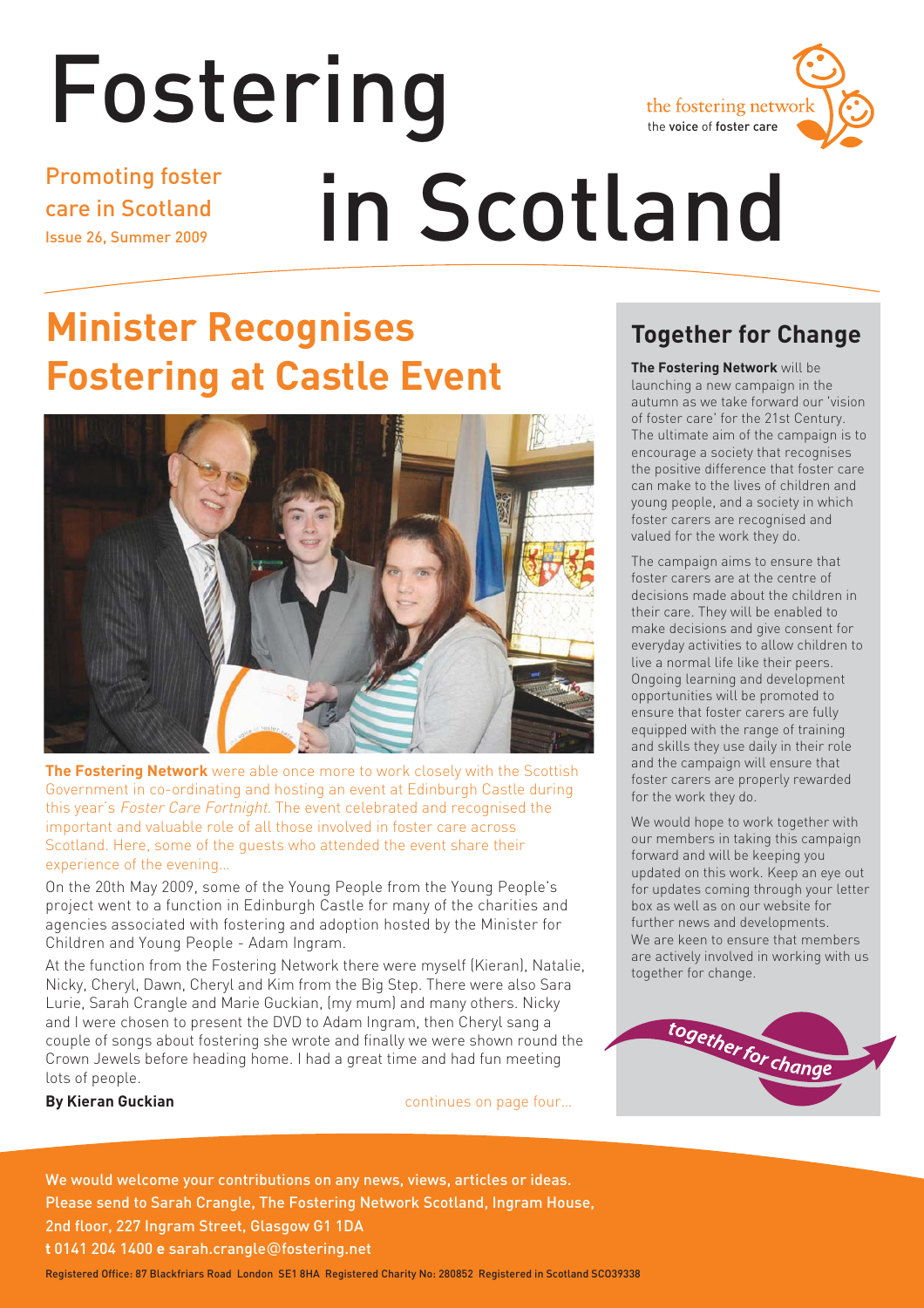# Fostering in Scotland

Promoting foster care in Scotland
Issue 26, Summer 2009

the fostering network
the voice of foster care

## Minister Recognises Fostering at Castle Event

**The Fostering Network** were able once more to work closely with the Scottish Government in co-ordinating and hosting an event at Edinburgh Castle during this year's *Foster Care Fortnight*. The event celebrated and recognised the important and valuable role of all those involved in foster care across Scotland. Here, some of the guests who attended the event share their experience of the evening...

On the 20th May 2009, some of the Young People from the Young People's project went to a function in Edinburgh Castle for many of the charities and agencies associated with fostering and adoption hosted by the Minister for Children and Young People - Adam Ingram.

At the function from the Fostering Network there were myself (Kieran), Natalie, Nicky, Cheryl, Dawn, Cheryl and Kim from the Big Step. There were also Sara Lurie, Sarah Crangle and Marie Guckian, (my mum) and many others. Nicky and I were chosen to present the DVD to Adam Ingram, then Cheryl sang a couple of songs about fostering she wrote and finally we were shown round the Crown Jewels before heading home. I had a great time and had fun meeting lots of people.

**By Kieran Guckian**

continues on page four...

## Together for Change

**The Fostering Network** will be launching a new campaign in the autumn as we take forward our 'vision of foster care' for the 21st Century. The ultimate aim of the campaign is to encourage a society that recognises the positive difference that foster care can make to the lives of children and young people, and a society in which foster carers are recognised and valued for the work they do.

The campaign aims to ensure that foster carers are at the centre of decisions made about the children in their care. They will be enabled to make decisions and give consent for everyday activities to allow children to live a normal life like their peers. Ongoing learning and development opportunities will be promoted to ensure that foster carers are fully equipped with the range of training and skills they use daily in their role and the campaign will ensure that foster carers are properly rewarded for the work they do.

We would hope to work together with our members in taking this campaign forward and will be keeping you updated on this work. Keep an eye out for updates coming through your letter box as well as on our website for further news and developments. We are keen to ensure that members are actively involved in working with us together for change.

together for change

We would welcome your contributions on any news, views, articles or ideas.
Please send to Sarah Crangle, The Fostering Network Scotland, Ingram House, 2nd floor, 227 Ingram Street, Glasgow G1 1DA
**t** 0141 204 1400 **e** sarah.crangle@fostering.net

Registered Office: 87 Blackfriars Road London SE1 8HA Registered Charity No: 280852 Registered in Scotland SC039338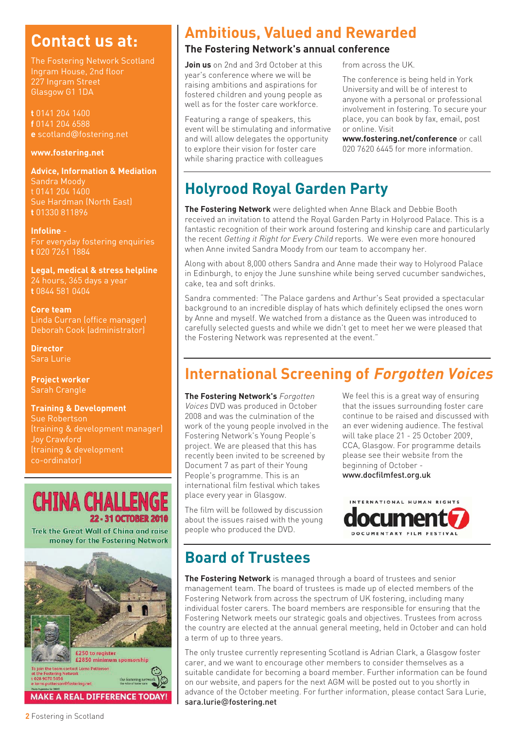## Contact us at:

The Fostering Network Scotland
Ingram House, 2nd floor
227 Ingram Street
Glasgow G1 1DA

**t** 0141 204 1400
**f** 0141 204 6588
**e** scotland@fostering.net

**www.fostering.net**

**Advice, Information & Mediation**
Sandra Moody
t 0141 204 1400
Sue Hardman (North East)
**t** 01330 811896

**Infoline** -
For everyday fostering enquiries
**t** 020 7261 1884

**Legal, medical & stress helpline**
24 hours, 365 days a year
**t** 0844 581 0404

**Core team**
Linda Curran (office manager)
Deborah Cook (administrator)

**Director**
Sara Lurie

**Project worker**
Sarah Crangle

**Training & Development**
Sue Robertson
(training & development manager)
Joy Crawford
(training & development co-ordinator)

**CHINA CHALLENGE**
**22 - 31 OCTOBER 2010**

Trek the Great Wall of China and raise money for the Fostering Network

£250 to register
£2850 minimum sponsorship

To join the team contact Lorna Patterson at the Fostering Network
t 020 9070 5056
e lorna.patterson@fostering.net

**MAKE A REAL DIFFERENCE TODAY!**

## Ambitious, Valued and Rewarded

### The Fostering Network's annual conference

**Join us** on 2nd and 3rd October at this year's conference where we will be raising ambitions and aspirations for fostered children and young people as well as for the foster care workforce.

Featuring a range of speakers, this event will be stimulating and informative and will allow delegates the opportunity to explore their vision for foster care while sharing practice with colleagues from across the UK.

The conference is being held in York University and will be of interest to anyone with a personal or professional involvement in fostering. To secure your place, you can book by fax, email, post or online. Visit **www.fostering.net/conference** or call 020 7620 6445 for more information.

## Holyrood Royal Garden Party

**The Fostering Network** were delighted when Anne Black and Debbie Booth received an invitation to attend the Royal Garden Party in Holyrood Palace. This is a fantastic recognition of their work around fostering and kinship care and particularly the recent *Getting it Right for Every Child* reports. We were even more honoured when Anne invited Sandra Moody from our team to accompany her.

Along with about 8,000 others Sandra and Anne made their way to Holyrood Palace in Edinburgh, to enjoy the June sunshine while being served cucumber sandwiches, cake, tea and soft drinks.

Sandra commented: "The Palace gardens and Arthur's Seat provided a spectacular background to an incredible display of hats which definitely eclipsed the ones worn by Anne and myself. We watched from a distance as the Queen was introduced to carefully selected guests and while we didn't get to meet her we were pleased that the Fostering Network was represented at the event."

## International Screening of *Forgotten Voices*

**The Fostering Network's** *Forgotten Voices* DVD was produced in October 2008 and was the culmination of the work of the young people involved in the Fostering Network's Young People's project. We are pleased that this has recently been invited to be screened by Document 7 as part of their Young People's programme. This is an international film festival which takes place every year in Glasgow.

The film will be followed by discussion about the issues raised with the young people who produced the DVD.

We feel this is a great way of ensuring that the issues surrounding foster care continue to be raised and discussed with an ever widening audience. The festival will take place 21 - 25 October 2009, CCA, Glasgow. For programme details please see their website from the beginning of October - **www.docfilmfest.org.uk**

INTERNATIONAL HUMAN RIGHTS
**document7**
DOCUMENTARY FILM FESTIVAL

## Board of Trustees

**The Fostering Network** is managed through a board of trustees and senior management team. The board of trustees is made up of elected members of the Fostering Network from across the spectrum of UK fostering, including many individual foster carers. The board members are responsible for ensuring that the Fostering Network meets our strategic goals and objectives. Trustees from across the country are elected at the annual general meeting, held in October and can hold a term of up to three years.

The only trustee currently representing Scotland is Adrian Clark, a Glasgow foster carer, and we want to encourage other members to consider themselves as a suitable candidate for becoming a board member. Further information can be found on our website, and papers for the next AGM will be posted out to you shortly in advance of the October meeting. For further information, please contact Sara Lurie, **sara.lurie@fostering.net**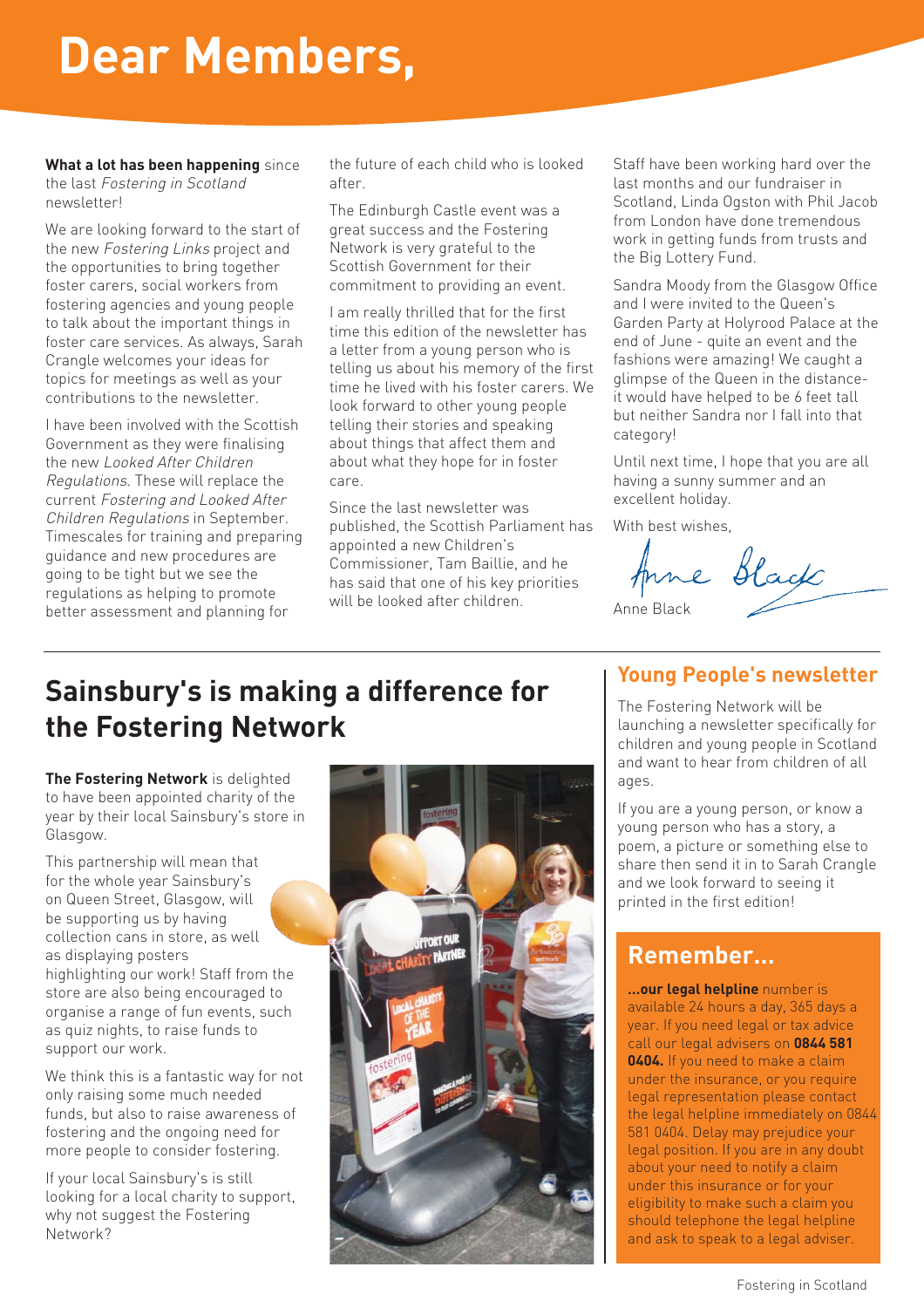# Dear Members,

**What a lot has been happening** since the last *Fostering in Scotland* newsletter!

We are looking forward to the start of the new *Fostering Links* project and the opportunities to bring together foster carers, social workers from fostering agencies and young people to talk about the important things in foster care services. As always, Sarah Crangle welcomes your ideas for topics for meetings as well as your contributions to the newsletter.

I have been involved with the Scottish Government as they were finalising the new *Looked After Children Regulations*. These will replace the current *Fostering and Looked After Children Regulations* in September. Timescales for training and preparing guidance and new procedures are going to be tight but we see the regulations as helping to promote better assessment and planning for the future of each child who is looked after.

The Edinburgh Castle event was a great success and the Fostering Network is very grateful to the Scottish Government for their commitment to providing an event.

I am really thrilled that for the first time this edition of the newsletter has a letter from a young person who is telling us about his memory of the first time he lived with his foster carers. We look forward to other young people telling their stories and speaking about things that affect them and about what they hope for in foster care.

Since the last newsletter was published, the Scottish Parliament has appointed a new Children's Commissioner, Tam Baillie, and he has said that one of his key priorities will be looked after children.

Staff have been working hard over the last months and our fundraiser in Scotland, Linda Ogston with Phil Jacob from London have done tremendous work in getting funds from trusts and the Big Lottery Fund.

Sandra Moody from the Glasgow Office and I were invited to the Queen's Garden Party at Holyrood Palace at the end of June - quite an event and the fashions were amazing! We caught a glimpse of the Queen in the distance- it would have helped to be 6 feet tall but neither Sandra nor I fall into that category!

Until next time, I hope that you are all having a sunny summer and an excellent holiday.

With best wishes,

Anne Black

## Sainsbury's is making a difference for the Fostering Network

**The Fostering Network** is delighted to have been appointed charity of the year by their local Sainsbury's store in Glasgow.

This partnership will mean that for the whole year Sainsbury's on Queen Street, Glasgow, will be supporting us by having collection cans in store, as well as displaying posters highlighting our work! Staff from the store are also being encouraged to organise a range of fun events, such as quiz nights, to raise funds to support our work.

We think this is a fantastic way for not only raising some much needed funds, but also to raise awareness of fostering and the ongoing need for more people to consider fostering.

If your local Sainsbury's is still looking for a local charity to support, why not suggest the Fostering Network?

## Young People's newsletter

The Fostering Network will be launching a newsletter specifically for children and young people in Scotland and want to hear from children of all ages.

If you are a young person, or know a young person who has a story, a poem, a picture or something else to share then send it in to Sarah Crangle and we look forward to seeing it printed in the first edition!

## Remember...

**...our legal helpline** number is available 24 hours a day, 365 days a year. If you need legal or tax advice call our legal advisers on **0844 581 0404.** If you need to make a claim under the insurance, or you require legal representation please contact the legal helpline immediately on 0844 581 0404. Delay may prejudice your legal position. If you are in any doubt about your need to notify a claim under this insurance or for your eligibility to make such a claim you should telephone the legal helpline and ask to speak to a legal adviser.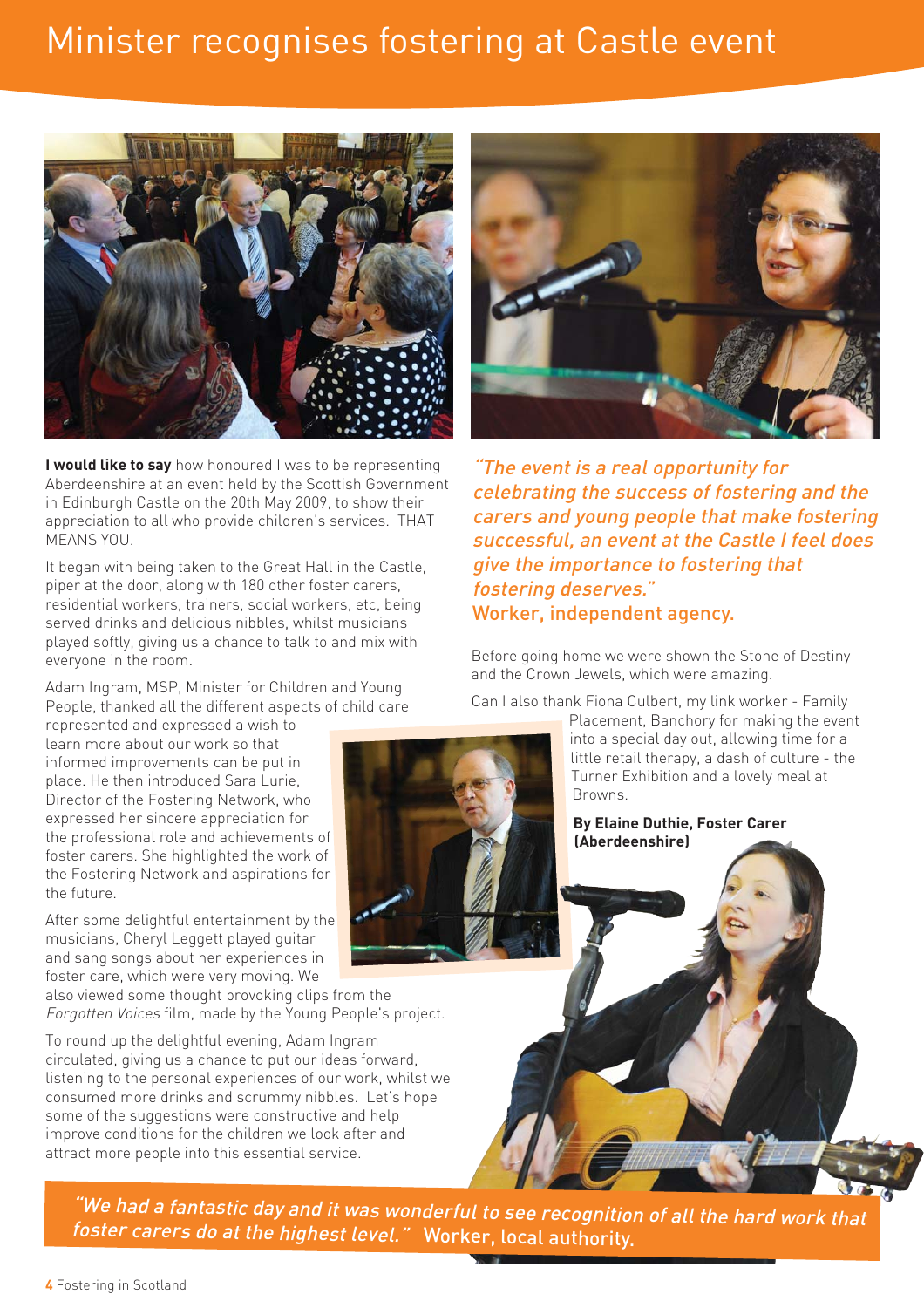# Minister recognises fostering at Castle event

**I would like to say** how honoured I was to be representing Aberdeenshire at an event held by the Scottish Government in Edinburgh Castle on the 20th May 2009, to show their appreciation to all who provide children's services. THAT MEANS YOU.

It began with being taken to the Great Hall in the Castle, piper at the door, along with 180 other foster carers, residential workers, trainers, social workers, etc, being served drinks and delicious nibbles, whilst musicians played softly, giving us a chance to talk to and mix with everyone in the room.

Adam Ingram, MSP, Minister for Children and Young People, thanked all the different aspects of child care represented and expressed a wish to learn more about our work so that informed improvements can be put in place. He then introduced Sara Lurie, Director of the Fostering Network, who expressed her sincere appreciation for the professional role and achievements of foster carers. She highlighted the work of the Fostering Network and aspirations for the future.

After some delightful entertainment by the musicians, Cheryl Leggett played guitar and sang songs about her experiences in foster care, which were very moving. We also viewed some thought provoking clips from the *Forgotten Voices* film, made by the Young People's project.

To round up the delightful evening, Adam Ingram circulated, giving us a chance to put our ideas forward, listening to the personal experiences of our work, whilst we consumed more drinks and scrummy nibbles. Let's hope some of the suggestions were constructive and help improve conditions for the children we look after and attract more people into this essential service.

*"The event is a real opportunity for celebrating the success of fostering and the carers and young people that make fostering successful, an event at the Castle I feel does give the importance to fostering that fostering deserves."*
Worker, independent agency.

Before going home we were shown the Stone of Destiny and the Crown Jewels, which were amazing.

Can I also thank Fiona Culbert, my link worker - Family Placement, Banchory for making the event into a special day out, allowing time for a little retail therapy, a dash of culture - the Turner Exhibition and a lovely meal at Browns.

**By Elaine Duthie, Foster Carer (Aberdeenshire)**

*"We had a fantastic day and it was wonderful to see recognition of all the hard work that foster carers do at the highest level."* Worker, local authority.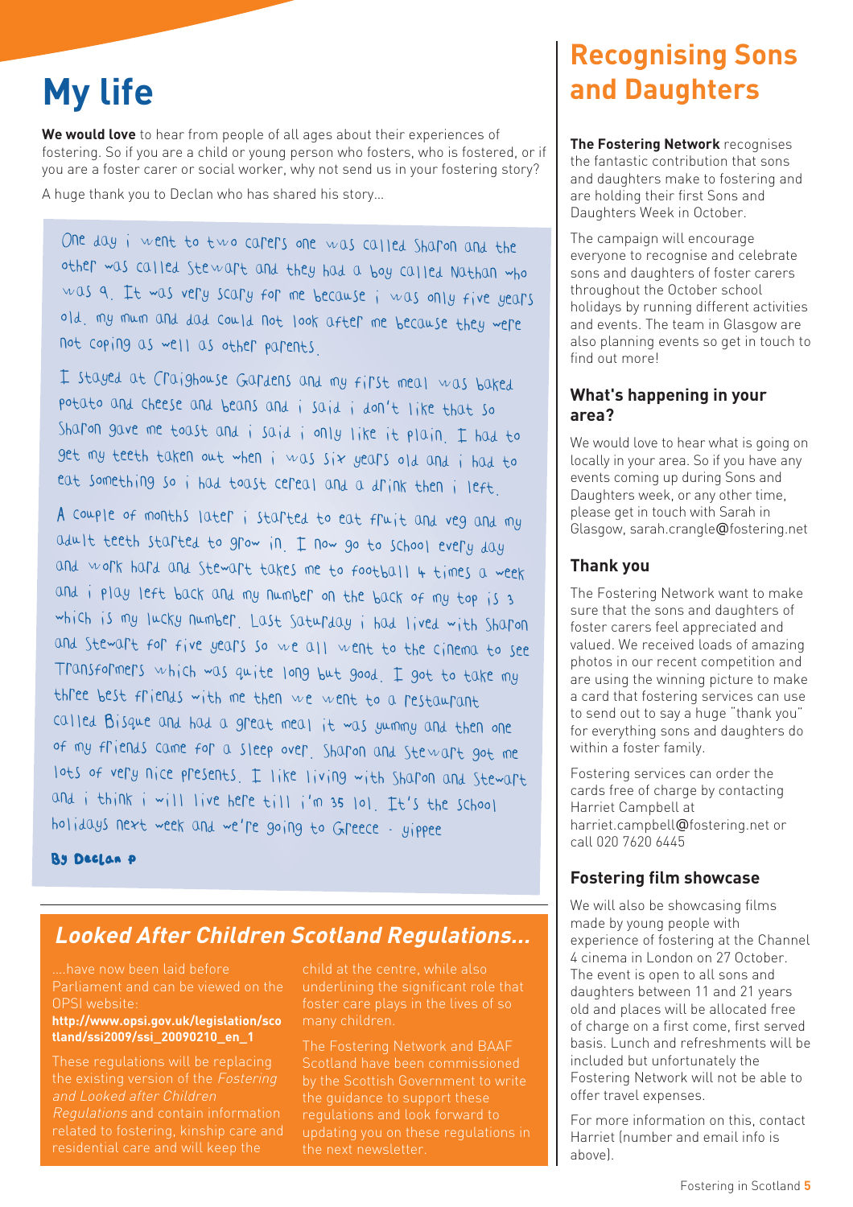# My life

**We would love** to hear from people of all ages about their experiences of fostering. So if you are a child or young person who fosters, who is fostered, or if you are a foster carer or social worker, why not send us in your fostering story?

A huge thank you to Declan who has shared his story...

One day i went to two carers one was called Sharon and the other was called Stewart and they had a boy called Nathan who was 9. It was very scary for me because i was only five years old. my mum and dad could not look after me because they were not coping as well as other parents.

I stayed at Craighouse Gardens and my first meal was baked potato and cheese and beans and i said i don't like that so Sharon gave me toast and i said i only like it plain. I had to get my teeth taken out when i was six years old and i had to eat something so i had toast cereal and a drink then i left.

A couple of months later i started to eat fruit and veg and my adult teeth started to grow in. I now go to school every day and work hard and Stewart takes me to football 4 times a week and i play left back and my number on the back of my top is 3 which is my lucky number. Last Saturday i had lived with Sharon and Stewart for five years so we all went to the cinema to see Transformers which was quite long but good. I got to take my three best friends with me then we went to a restaurant called Bisque and had a great meal it was yummy and then one of my friends came for a sleep over. Sharon and Stewart got me lots of very nice presents. I like living with Sharon and Stewart and i think i will live here till i'm 35 lol. It's the school holidays next week and we're going to Greece - yippee

By Declan P

## *Looked After Children Scotland Regulations...*

....have now been laid before Parliament and can be viewed on the OPSI website:
**http://www.opsi.gov.uk/legislation/scotland/ssi2009/ssi_20090210_en_1**

These regulations will be replacing the existing version of the *Fostering and Looked after Children Regulations* and contain information related to fostering, kinship care and residential care and will keep the child at the centre, while also underlining the significant role that foster care plays in the lives of so many children.

The Fostering Network and BAAF Scotland have been commissioned by the Scottish Government to write the guidance to support these regulations and look forward to updating you on these regulations in the next newsletter.

# Recognising Sons and Daughters

**The Fostering Network** recognises the fantastic contribution that sons and daughters make to fostering and are holding their first Sons and Daughters Week in October.

The campaign will encourage everyone to recognise and celebrate sons and daughters of foster carers throughout the October school holidays by running different activities and events. The team in Glasgow are also planning events so get in touch to find out more!

### What's happening in your area?

We would love to hear what is going on locally in your area. So if you have any events coming up during Sons and Daughters week, or any other time, please get in touch with Sarah in Glasgow, sarah.crangle@fostering.net

### Thank you

The Fostering Network want to make sure that the sons and daughters of foster carers feel appreciated and valued. We received loads of amazing photos in our recent competition and are using the winning picture to make a card that fostering services can use to send out to say a huge "thank you" for everything sons and daughters do within a foster family.

Fostering services can order the cards free of charge by contacting Harriet Campbell at harriet.campbell@fostering.net or call 020 7620 6445

### Fostering film showcase

We will also be showcasing films made by young people with experience of fostering at the Channel 4 cinema in London on 27 October. The event is open to all sons and daughters between 11 and 21 years old and places will be allocated free of charge on a first come, first served basis. Lunch and refreshments will be included but unfortunately the Fostering Network will not be able to offer travel expenses.

For more information on this, contact Harriet (number and email info is above).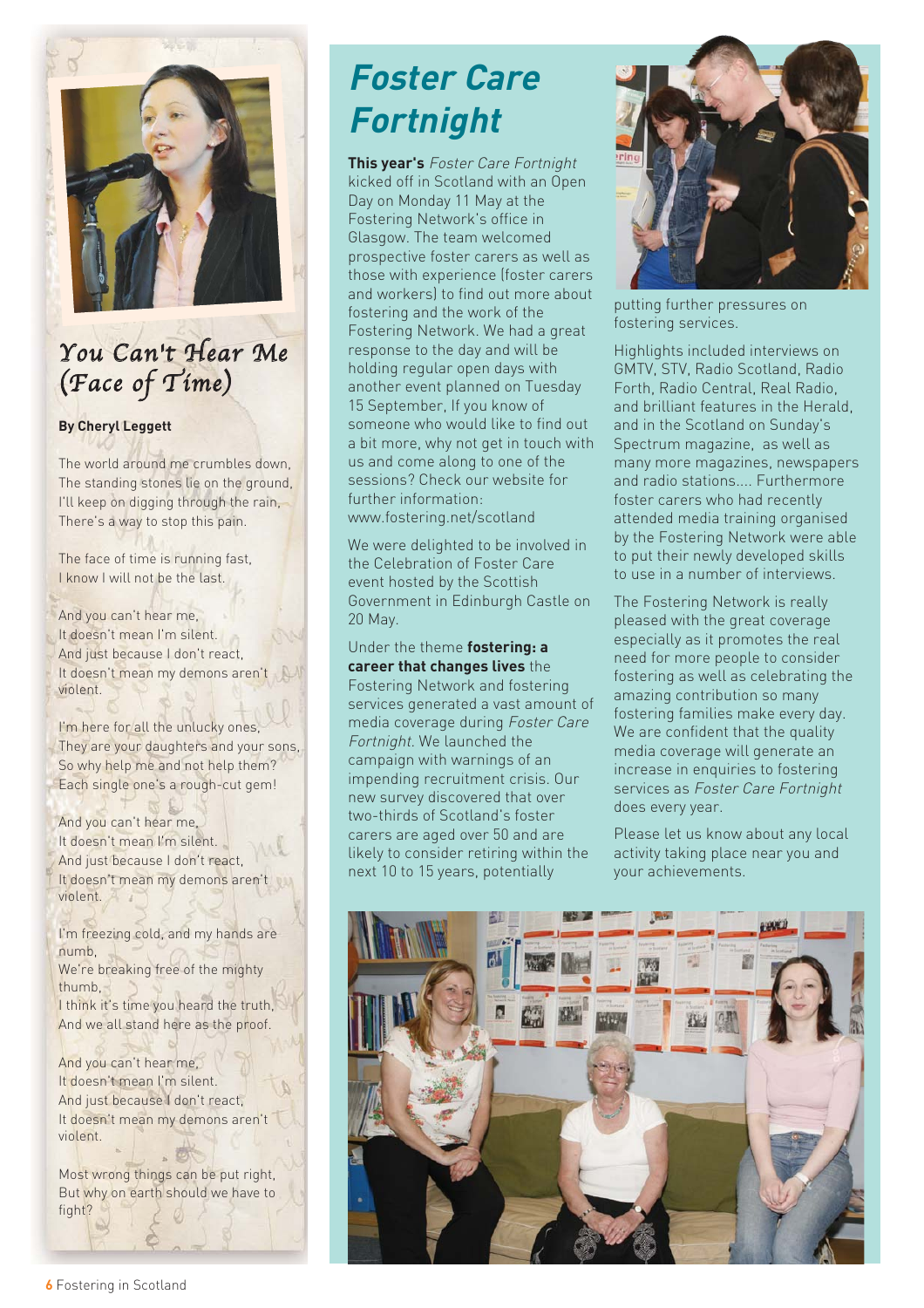## You Can't Hear Me (Face of Time)

**By Cheryl Leggett**

The world around me crumbles down,
The standing stones lie on the ground,
I'll keep on digging through the rain,
There's a way to stop this pain.

The face of time is running fast,
I know I will not be the last.

And you can't hear me,
It doesn't mean I'm silent.
And just because I don't react,
It doesn't mean my demons aren't violent.

I'm here for all the unlucky ones,
They are your daughters and your sons,
So why help me and not help them?
Each single one's a rough-cut gem!

And you can't hear me,
It doesn't mean I'm silent.
And just because I don't react,
It doesn't mean my demons aren't violent.

I'm freezing cold, and my hands are numb,
We're breaking free of the mighty thumb,
I think it's time you heard the truth,
And we all stand here as the proof.

And you can't hear me,
It doesn't mean I'm silent.
And just because I don't react,
It doesn't mean my demons aren't violent.

Most wrong things can be put right,
But why on earth should we have to fight?

# Foster Care Fortnight

**This year's** *Foster Care Fortnight* kicked off in Scotland with an Open Day on Monday 11 May at the Fostering Network's office in Glasgow. The team welcomed prospective foster carers as well as those with experience (foster carers and workers) to find out more about fostering and the work of the Fostering Network. We had a great response to the day and will be holding regular open days with another event planned on Tuesday 15 September, If you know of someone who would like to find out a bit more, why not get in touch with us and come along to one of the sessions? Check our website for further information: www.fostering.net/scotland

We were delighted to be involved in the Celebration of Foster Care event hosted by the Scottish Government in Edinburgh Castle on 20 May.

Under the theme **fostering: a career that changes lives** the Fostering Network and fostering services generated a vast amount of media coverage during *Foster Care Fortnight*. We launched the campaign with warnings of an impending recruitment crisis. Our new survey discovered that over two-thirds of Scotland's foster carers are aged over 50 and are likely to consider retiring within the next 10 to 15 years, potentially putting further pressures on fostering services.

Highlights included interviews on GMTV, STV, Radio Scotland, Radio Forth, Radio Central, Real Radio, and brilliant features in the Herald, and in the Scotland on Sunday's Spectrum magazine, as well as many more magazines, newspapers and radio stations.... Furthermore foster carers who had recently attended media training organised by the Fostering Network were able to put their newly developed skills to use in a number of interviews.

The Fostering Network is really pleased with the great coverage especially as it promotes the real need for more people to consider fostering as well as celebrating the amazing contribution so many fostering families make every day. We are confident that the quality media coverage will generate an increase in enquiries to fostering services as *Foster Care Fortnight* does every year.

Please let us know about any local activity taking place near you and your achievements.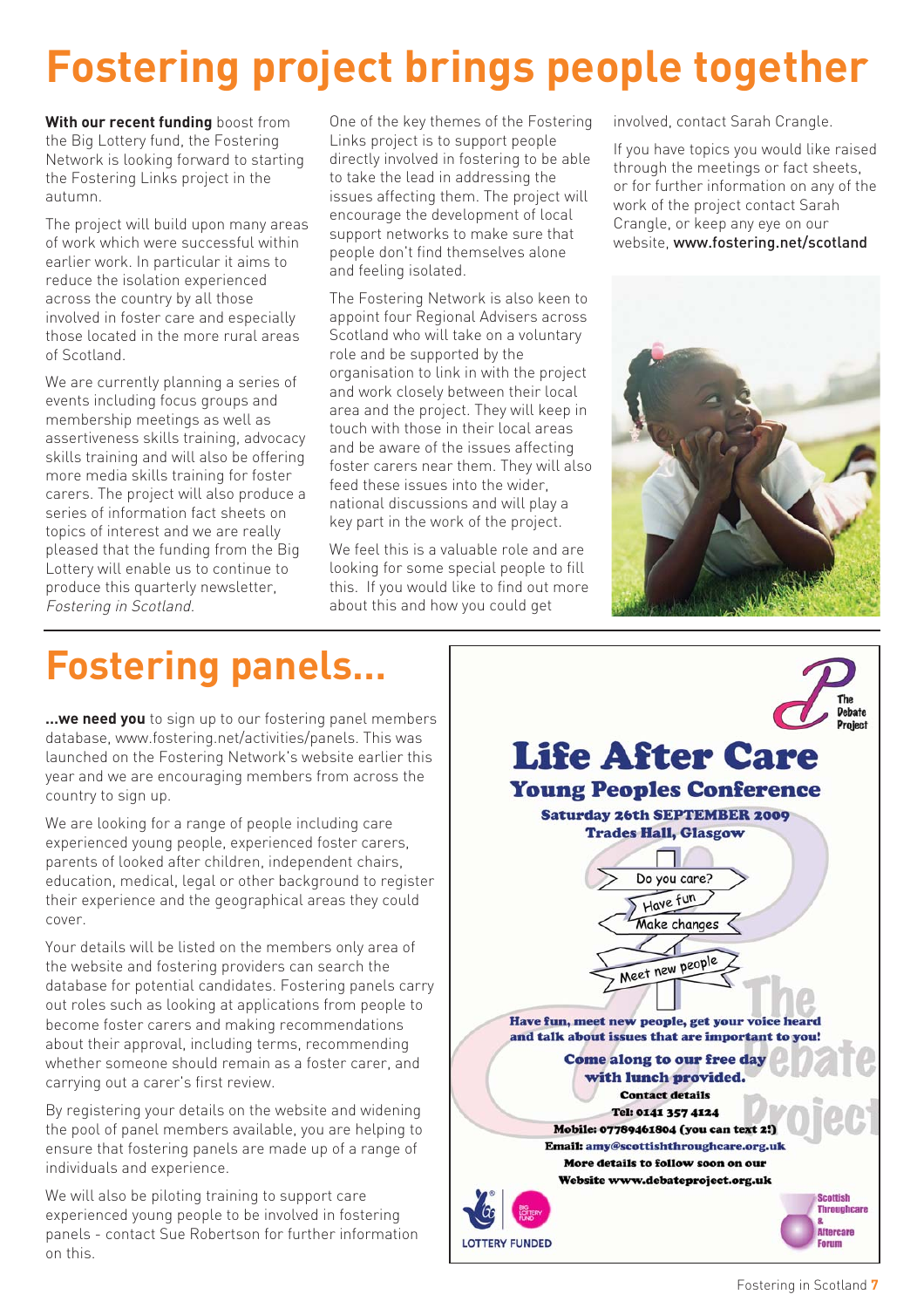# Fostering project brings people together

**With our recent funding** boost from the Big Lottery fund, the Fostering Network is looking forward to starting the Fostering Links project in the autumn.

The project will build upon many areas of work which were successful within earlier work. In particular it aims to reduce the isolation experienced across the country by all those involved in foster care and especially those located in the more rural areas of Scotland.

We are currently planning a series of events including focus groups and membership meetings as well as assertiveness skills training, advocacy skills training and will also be offering more media skills training for foster carers. The project will also produce a series of information fact sheets on topics of interest and we are really pleased that the funding from the Big Lottery will enable us to continue to produce this quarterly newsletter, *Fostering in Scotland*.

One of the key themes of the Fostering Links project is to support people directly involved in fostering to be able to take the lead in addressing the issues affecting them. The project will encourage the development of local support networks to make sure that people don't find themselves alone and feeling isolated.

The Fostering Network is also keen to appoint four Regional Advisers across Scotland who will take on a voluntary role and be supported by the organisation to link in with the project and work closely between their local area and the project. They will keep in touch with those in their local areas and be aware of the issues affecting foster carers near them. They will also feed these issues into the wider, national discussions and will play a key part in the work of the project.

We feel this is a valuable role and are looking for some special people to fill this. If you would like to find out more about this and how you could get involved, contact Sarah Crangle.

If you have topics you would like raised through the meetings or fact sheets, or for further information on any of the work of the project contact Sarah Crangle, or keep any eye on our website, www.fostering.net/scotland

# Fostering panels...

**...we need you** to sign up to our fostering panel members database, www.fostering.net/activities/panels. This was launched on the Fostering Network's website earlier this year and we are encouraging members from across the country to sign up.

We are looking for a range of people including care experienced young people, experienced foster carers, parents of looked after children, independent chairs, education, medical, legal or other background to register their experience and the geographical areas they could cover.

Your details will be listed on the members only area of the website and fostering providers can search the database for potential candidates. Fostering panels carry out roles such as looking at applications from people to become foster carers and making recommendations about their approval, including terms, recommending whether someone should remain as a foster carer, and carrying out a carer's first review.

By registering your details on the website and widening the pool of panel members available, you are helping to ensure that fostering panels are made up of a range of individuals and experience.

We will also be piloting training to support care experienced young people to be involved in fostering panels - contact Sue Robertson for further information on this.

The Debate Project

## Life After Care

### Young Peoples Conference

**Saturday 26th SEPTEMBER 2009**
**Trades Hall, Glasgow**

Do you care?
Have fun
Make changes
Meet new people

**Have fun, meet new people, get your voice heard and talk about issues that are important to you!**

**Come along to our free day with lunch provided.**

**Contact details**
**Tel: 0141 357 4124**
**Mobile: 07789461804 (you can text 2!)**
**Email: amy@scottishthroughcare.org.uk**
**More details to follow soon on our Website www.debateproject.org.uk**

LOTTERY FUNDED

Scottish Throughcare & Aftercare Forum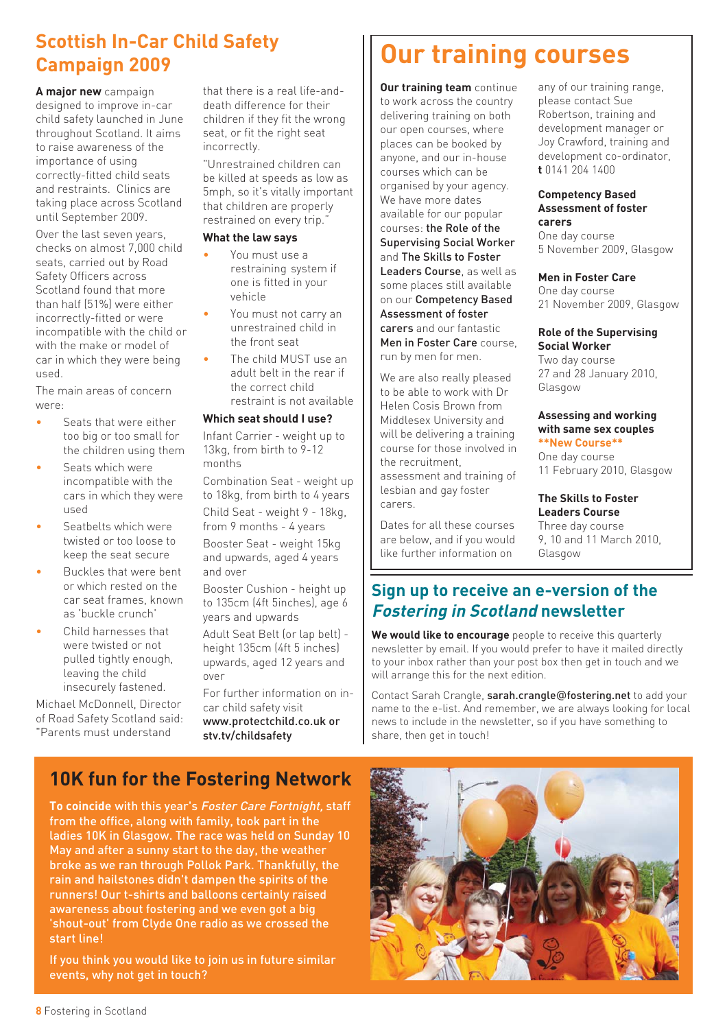## Scottish In-Car Child Safety Campaign 2009

**A major new** campaign designed to improve in-car child safety launched in June throughout Scotland. It aims to raise awareness of the importance of using correctly-fitted child seats and restraints. Clinics are taking place across Scotland until September 2009.

Over the last seven years, checks on almost 7,000 child seats, carried out by Road Safety Officers across Scotland found that more than half (51%) were either incorrectly-fitted or were incompatible with the child or with the make or model of car in which they were being used.

The main areas of concern were:

- Seats that were either too big or too small for the children using them
- Seats which were incompatible with the cars in which they were used
- Seatbelts which were twisted or too loose to keep the seat secure
- Buckles that were bent or which rested on the car seat frames, known as 'buckle crunch'
- Child harnesses that were twisted or not pulled tightly enough, leaving the child insecurely fastened.

Michael McDonnell, Director of Road Safety Scotland said: "Parents must understand that there is a real life-and-death difference for their children if they fit the wrong seat, or fit the right seat incorrectly.

"Unrestrained children can be killed at speeds as low as 5mph, so it's vitally important that children are properly restrained on every trip."

### What the law says

- You must use a restraining system if one is fitted in your vehicle
- You must not carry an unrestrained child in the front seat
- The child MUST use an adult belt in the rear if the correct child restraint is not available

### Which seat should I use?

Infant Carrier - weight up to 13kg, from birth to 9-12 months

Combination Seat - weight up to 18kg, from birth to 4 years

Child Seat - weight 9 - 18kg, from 9 months - 4 years

Booster Seat - weight 15kg and upwards, aged 4 years and over

Booster Cushion - height up to 135cm (4ft 5inches), age 6 years and upwards

Adult Seat Belt (or lap belt) - height 135cm (4ft 5 inches) upwards, aged 12 years and over

For further information on in-car child safety visit www.protectchild.co.uk or stv.tv/childsafety

## Our training courses

**Our training team** continue to work across the country delivering training on both our open courses, where places can be booked by anyone, and our in-house courses which can be organised by your agency. We have more dates available for our popular courses: **the Role of the Supervising Social Worker** and **The Skills to Foster Leaders Course**, as well as some places still available on our **Competency Based Assessment of foster carers** and our fantastic **Men in Foster Care** course, run by men for men.

We are also really pleased to be able to work with Dr Helen Cosis Brown from Middlesex University and will be delivering a training course for those involved in the recruitment, assessment and training of lesbian and gay foster carers.

Dates for all these courses are below, and if you would like further information on any of our training range, please contact Sue Robertson, training and development manager or Joy Crawford, training and development co-ordinator, **t** 0141 204 1400

**Competency Based Assessment of foster carers**
One day course
5 November 2009, Glasgow

**Men in Foster Care**
One day course
21 November 2009, Glasgow

**Role of the Supervising Social Worker**
Two day course
27 and 28 January 2010, Glasgow

**Assessing and working with same sex couples**
**\*\*New Course\*\***
One day course
11 February 2010, Glasgow

**The Skills to Foster Leaders Course**
Three day course
9, 10 and 11 March 2010, Glasgow

## Sign up to receive an e-version of the *Fostering in Scotland* newsletter

**We would like to encourage** people to receive this quarterly newsletter by email. If you would prefer to have it mailed directly to your inbox rather than your post box then get in touch and we will arrange this for the next edition.

Contact Sarah Crangle, **sarah.crangle@fostering.net** to add your name to the e-list. And remember, we are always looking for local news to include in the newsletter, so if you have something to share, then get in touch!

## 10K fun for the Fostering Network

**To coincide** with this year's *Foster Care Fortnight,* staff from the office, along with family, took part in the ladies 10K in Glasgow. The race was held on Sunday 10 May and after a sunny start to the day, the weather broke as we ran through Pollok Park. Thankfully, the rain and hailstones didn't dampen the spirits of the runners! Our t-shirts and balloons certainly raised awareness about fostering and we even got a big 'shout-out' from Clyde One radio as we crossed the start line!

If you think you would like to join us in future similar events, why not get in touch?